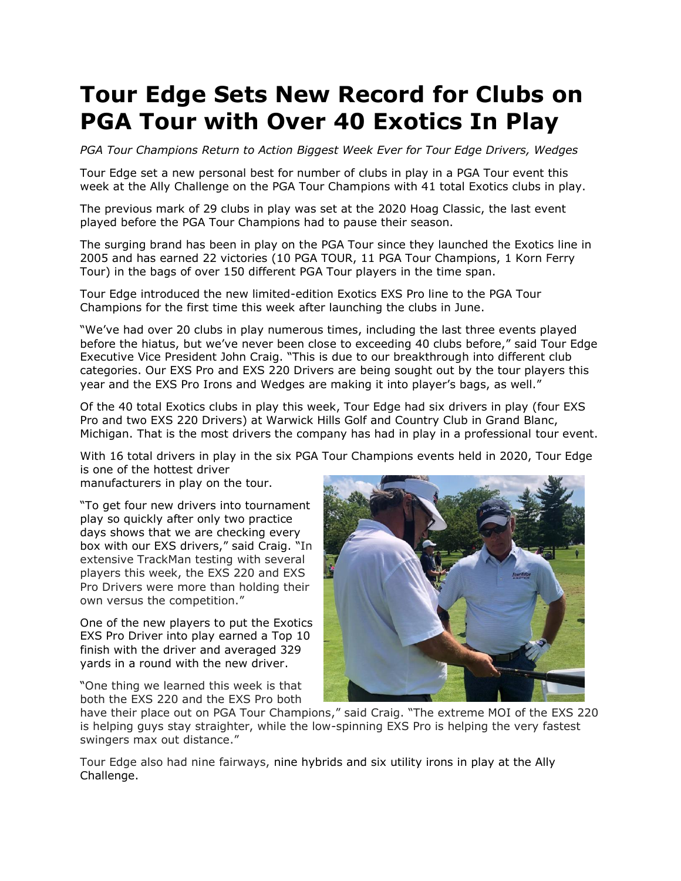# Tour Edge Sets New Record for Clubs on PGA Tour with Over 40 Exotics In Play

*PGA Tour Champions Return to Action Biggest Week Ever for Tour Edge Drivers, Wedges*

Tour Edge set a new personal best for number of clubs in play in a PGA Tour event this week at the Ally Challenge on the PGA Tour Champions with 41 total Exotics clubs in play.

The previous mark of 29 clubs in play was set at the 2020 Hoag Classic, the last event played before the PGA Tour Champions had to pause their season.

The surging brand has been in play on the PGA Tour since they launched the Exotics line in 2005 and has earned 22 victories (10 PGA TOUR, 11 PGA Tour Champions, 1 Korn Ferry Tour) in the bags of over 150 different PGA Tour players in the time span.

Tour Edge introduced the new limited-edition Exotics EXS Pro line to the PGA Tour Champions for the first time this week after launching the clubs in June.

"We've had over 20 clubs in play numerous times, including the last three events played before the hiatus, but we've never been close to exceeding 40 clubs before," said Tour Edge Executive Vice President John Craig. "This is due to our breakthrough into different club categories. Our EXS Pro and EXS 220 Drivers are being sought out by the tour players this year and the EXS Pro Irons and Wedges are making it into player's bags, as well."

Of the 40 total Exotics clubs in play this week, Tour Edge had six drivers in play (four EXS Pro and two EXS 220 Drivers) at Warwick Hills Golf and Country Club in Grand Blanc, Michigan. That is the most drivers the company has had in play in a professional tour event.

With 16 total drivers in play in the six PGA Tour Champions events held in 2020, Tour Edge is one of the hottest driver manufacturers in play on the tour.

"To get four new drivers into tournament play so quickly after only two practice days shows that we are checking every box with our EXS drivers," said Craig. "In extensive TrackMan testing with several players this week, the EXS 220 and EXS Pro Drivers were more than holding their own versus the competition."

One of the new players to put the Exotics EXS Pro Driver into play earned a Top 10 finish with the driver and averaged 329 yards in a round with the new driver.

"One thing we learned this week is that both the EXS 220 and the EXS Pro both have their place out on PGA Tour Champions," said Craig. "The extreme MOI of the EXS 220 is helping guys stay straighter, while the low-spinning EXS Pro is helping the very fastest swingers max out distance."

Tour Edge also had nine fairways, nine hybrids and six utility irons in play at the Ally Challenge.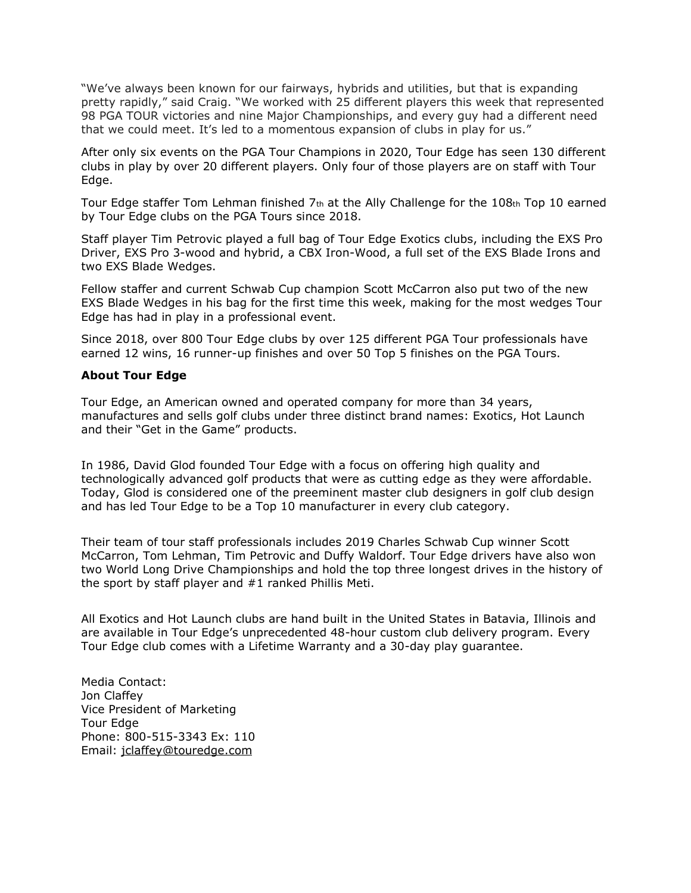"We've always been known for our fairways, hybrids and utilities, but that is expanding pretty rapidly," said Craig. "We worked with 25 different players this week that represented 98 PGA TOUR victories and nine Major Championships, and every guy had a different need that we could meet. It's led to a momentous expansion of clubs in play for us."

After only six events on the PGA Tour Champions in 2020, Tour Edge has seen 130 different clubs in play by over 20 different players. Only four of those players are on staff with Tour Edge.

Tour Edge staffer Tom Lehman finished 7th at the Ally Challenge for the 108th Top 10 earned by Tour Edge clubs on the PGA Tours since 2018.

Staff player Tim Petrovic played a full bag of Tour Edge Exotics clubs, including the EXS Pro Driver, EXS Pro 3-wood and hybrid, a CBX Iron-Wood, a full set of the EXS Blade Irons and two EXS Blade Wedges.

Fellow staffer and current Schwab Cup champion Scott McCarron also put two of the new EXS Blade Wedges in his bag for the first time this week, making for the most wedges Tour Edge has had in play in a professional event.

Since 2018, over 800 Tour Edge clubs by over 125 different PGA Tour professionals have earned 12 wins, 16 runner-up finishes and over 50 Top 5 finishes on the PGA Tours.

**About Tour Edge**

Tour Edge, an American owned and operated company for more than 34 years, manufactures and sells golf clubs under three distinct brand names: Exotics, Hot Launch and their "Get in the Game" products.

In 1986, David Glod founded Tour Edge with a focus on offering high quality and technologically advanced golf products that were as cutting edge as they were affordable. Today, Glod is considered one of the preeminent master club designers in golf club design and has led Tour Edge to be a Top 10 manufacturer in every club category.

Their team of tour staff professionals includes 2019 Charles Schwab Cup winner Scott McCarron, Tom Lehman, Tim Petrovic and Duffy Waldorf. Tour Edge drivers have also won two World Long Drive Championships and hold the top three longest drives in the history of the sport by staff player and #1 ranked Phillis Meti.

All Exotics and Hot Launch clubs are hand built in the United States in Batavia, Illinois and are available in Tour Edge's unprecedented 48-hour custom club delivery program. Every Tour Edge club comes with a Lifetime Warranty and a 30-day play guarantee.

Media Contact:
Jon Claffey
Vice President of Marketing
Tour Edge
Phone: 800-515-3343 Ex: 110
Email: jclaffey@touredge.com